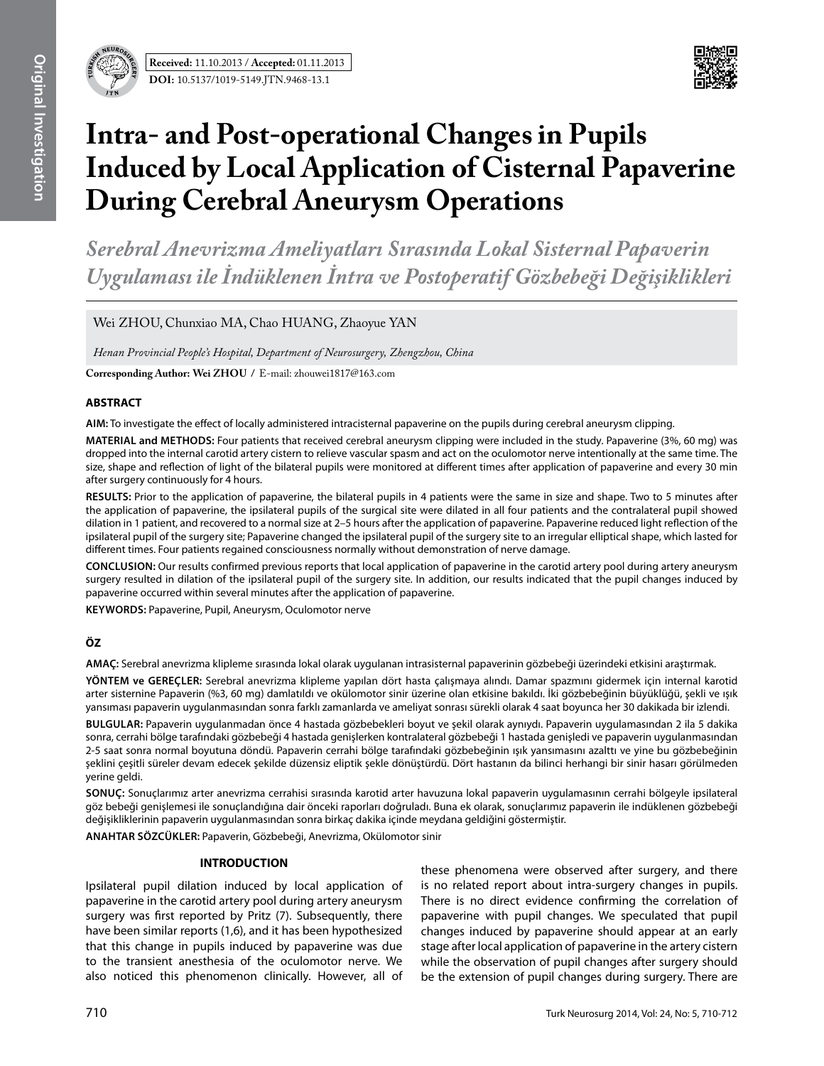**Received:** 11.10.2013 / **Accepted:** 01.11.2013

**DOI:** 10.5137/1019-5149.JTN.9468-13.1

# Intra- and Post-operational Changes in Pupils Induced by Local Application of Cisternal Papaverine During Cerebral Aneurysm Operations

*Serebral Anevrizma Ameliyatları Sırasında Lokal Sisternal Papaverin Uygulaması ile İndüklenen İntra ve Postoperatif Gözbebeği Değişiklikleri*

Wei ZHOU, Chunxiao MA, Chao HUANG, Zhaoyue YAN

*Henan Provincial People's Hospital, Department of Neurosurgery, Zhengzhou, China*

**Corresponding Author: Wei ZHOU /** E-mail: zhouwei1817@163.com

## ABSTRACT

**AIM:** To investigate the effect of locally administered intracisternal papaverine on the pupils during cerebral aneurysm clipping.

**MATERIAL and METHODS:** Four patients that received cerebral aneurysm clipping were included in the study. Papaverine (3%, 60 mg) was dropped into the internal carotid artery cistern to relieve vascular spasm and act on the oculomotor nerve intentionally at the same time. The size, shape and reflection of light of the bilateral pupils were monitored at different times after application of papaverine and every 30 min after surgery continuously for 4 hours.

**RESULTS:** Prior to the application of papaverine, the bilateral pupils in 4 patients were the same in size and shape. Two to 5 minutes after the application of papaverine, the ipsilateral pupils of the surgical site were dilated in all four patients and the contralateral pupil showed dilation in 1 patient, and recovered to a normal size at 2–5 hours after the application of papaverine. Papaverine reduced light reflection of the ipsilateral pupil of the surgery site; Papaverine changed the ipsilateral pupil of the surgery site to an irregular elliptical shape, which lasted for different times. Four patients regained consciousness normally without demonstration of nerve damage.

**CONCLUSION:** Our results confirmed previous reports that local application of papaverine in the carotid artery pool during artery aneurysm surgery resulted in dilation of the ipsilateral pupil of the surgery site. In addition, our results indicated that the pupil changes induced by papaverine occurred within several minutes after the application of papaverine.

**KEYWORDS:** Papaverine, Pupil, Aneurysm, Oculomotor nerve

## ÖZ

**AMAÇ:** Serebral anevrizma klipleme sırasında lokal olarak uygulanan intrasisternal papaverinin gözbebeği üzerindeki etkisini araştırmak.

**YÖNTEM ve GEREÇLER:** Serebral anevrizma klipleme yapılan dört hasta çalışmaya alındı. Damar spazmını gidermek için internal karotid arter sisternine Papaverin (%3, 60 mg) damlatıldı ve okülomotor sinir üzerine olan etkisine bakıldı. İki gözbebeğinin büyüklüğü, şekli ve ışık yansıması papaverin uygulanmasından sonra farklı zamanlarda ve ameliyat sonrası sürekli olarak 4 saat boyunca her 30 dakikada bir izlendi.

**BULGULAR:** Papaverin uygulanmadan önce 4 hastada gözbebekleri boyut ve şekil olarak aynıydı. Papaverin uygulamasından 2 ila 5 dakika sonra, cerrahi bölge tarafındaki gözbebeği 4 hastada genişlerken kontralateral gözbebeği 1 hastada genişledi ve papaverin uygulanmasından 2-5 saat sonra normal boyutuna döndü. Papaverin cerrahi bölge tarafındaki gözbebeğinin ışık yansımasını azalttı ve yine bu gözbebeğinin şeklini çeşitli süreler devam edecek şekilde düzensiz eliptik şekle dönüştürdü. Dört hastanın da bilinci herhangi bir sinir hasarı görülmeden yerine geldi.

**SONUÇ:** Sonuçlarımız arter anevrizma cerrahisi sırasında karotid arter havuzuna lokal papaverin uygulamasının cerrahi bölgeyle ipsilateral göz bebeği genişlemesi ile sonuçlandığına dair önceki raporları doğruladı. Buna ek olarak, sonuçlarımız papaverin ile indüklenen gözbebeği değişikliklerinin papaverin uygulanmasından sonra birkaç dakika içinde meydana geldiğini göstermiştir.

**ANAHTAR SÖZCÜKLER:** Papaverin, Gözbebeği, Anevrizma, Okülomotor sinir

## INTRODUCTION

Ipsilateral pupil dilation induced by local application of papaverine in the carotid artery pool during artery aneurysm surgery was first reported by Pritz (7). Subsequently, there have been similar reports (1,6), and it has been hypothesized that this change in pupils induced by papaverine was due to the transient anesthesia of the oculomotor nerve. We also noticed this phenomenon clinically. However, all of these phenomena were observed after surgery, and there is no related report about intra-surgery changes in pupils. There is no direct evidence confirming the correlation of papaverine with pupil changes. We speculated that pupil changes induced by papaverine should appear at an early stage after local application of papaverine in the artery cistern while the observation of pupil changes after surgery should be the extension of pupil changes during surgery. There are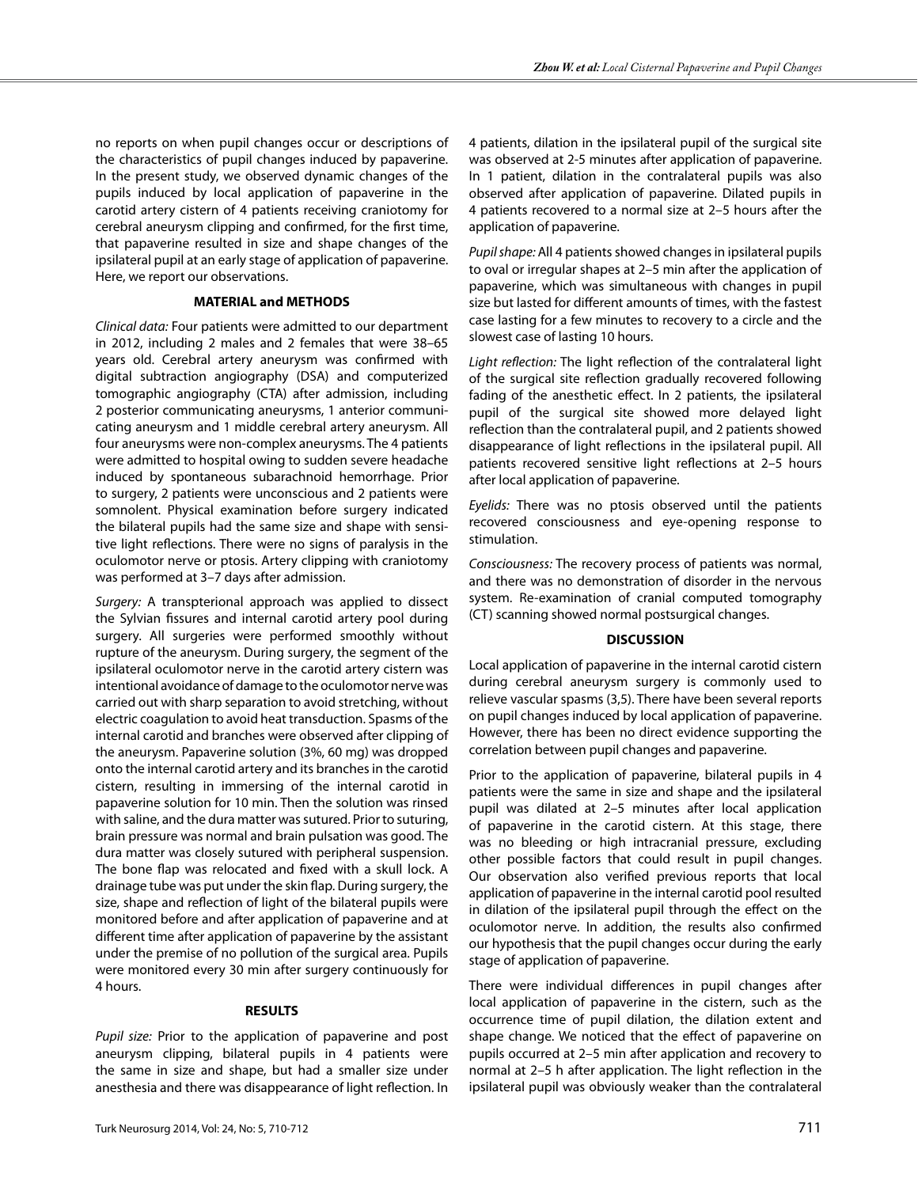no reports on when pupil changes occur or descriptions of the characteristics of pupil changes induced by papaverine. In the present study, we observed dynamic changes of the pupils induced by local application of papaverine in the carotid artery cistern of 4 patients receiving craniotomy for cerebral aneurysm clipping and confirmed, for the first time, that papaverine resulted in size and shape changes of the ipsilateral pupil at an early stage of application of papaverine. Here, we report our observations.

## MATERIAL and METHODS

*Clinical data:* Four patients were admitted to our department in 2012, including 2 males and 2 females that were 38–65 years old. Cerebral artery aneurysm was confirmed with digital subtraction angiography (DSA) and computerized tomographic angiography (CTA) after admission, including 2 posterior communicating aneurysms, 1 anterior communicating aneurysm and 1 middle cerebral artery aneurysm. All four aneurysms were non-complex aneurysms. The 4 patients were admitted to hospital owing to sudden severe headache induced by spontaneous subarachnoid hemorrhage. Prior to surgery, 2 patients were unconscious and 2 patients were somnolent. Physical examination before surgery indicated the bilateral pupils had the same size and shape with sensitive light reflections. There were no signs of paralysis in the oculomotor nerve or ptosis. Artery clipping with craniotomy was performed at 3–7 days after admission.

*Surgery:* A transpterional approach was applied to dissect the Sylvian fissures and internal carotid artery pool during surgery. All surgeries were performed smoothly without rupture of the aneurysm. During surgery, the segment of the ipsilateral oculomotor nerve in the carotid artery cistern was intentional avoidance of damage to the oculomotor nerve was carried out with sharp separation to avoid stretching, without electric coagulation to avoid heat transduction. Spasms of the internal carotid and branches were observed after clipping of the aneurysm. Papaverine solution (3%, 60 mg) was dropped onto the internal carotid artery and its branches in the carotid cistern, resulting in immersing of the internal carotid in papaverine solution for 10 min. Then the solution was rinsed with saline, and the dura matter was sutured. Prior to suturing, brain pressure was normal and brain pulsation was good. The dura matter was closely sutured with peripheral suspension. The bone flap was relocated and fixed with a skull lock. A drainage tube was put under the skin flap. During surgery, the size, shape and reflection of light of the bilateral pupils were monitored before and after application of papaverine and at different time after application of papaverine by the assistant under the premise of no pollution of the surgical area. Pupils were monitored every 30 min after surgery continuously for 4 hours.

## RESULTS

*Pupil size:* Prior to the application of papaverine and post aneurysm clipping, bilateral pupils in 4 patients were the same in size and shape, but had a smaller size under anesthesia and there was disappearance of light reflection. In 4 patients, dilation in the ipsilateral pupil of the surgical site was observed at 2-5 minutes after application of papaverine. In 1 patient, dilation in the contralateral pupils was also observed after application of papaverine. Dilated pupils in 4 patients recovered to a normal size at 2–5 hours after the application of papaverine.

*Pupil shape:* All 4 patients showed changes in ipsilateral pupils to oval or irregular shapes at 2–5 min after the application of papaverine, which was simultaneous with changes in pupil size but lasted for different amounts of times, with the fastest case lasting for a few minutes to recovery to a circle and the slowest case of lasting 10 hours.

*Light reflection:* The light reflection of the contralateral light of the surgical site reflection gradually recovered following fading of the anesthetic effect. In 2 patients, the ipsilateral pupil of the surgical site showed more delayed light reflection than the contralateral pupil, and 2 patients showed disappearance of light reflections in the ipsilateral pupil. All patients recovered sensitive light reflections at 2–5 hours after local application of papaverine.

*Eyelids:* There was no ptosis observed until the patients recovered consciousness and eye-opening response to stimulation.

*Consciousness:* The recovery process of patients was normal, and there was no demonstration of disorder in the nervous system. Re-examination of cranial computed tomography (CT) scanning showed normal postsurgical changes.

## DISCUSSION

Local application of papaverine in the internal carotid cistern during cerebral aneurysm surgery is commonly used to relieve vascular spasms (3,5). There have been several reports on pupil changes induced by local application of papaverine. However, there has been no direct evidence supporting the correlation between pupil changes and papaverine.

Prior to the application of papaverine, bilateral pupils in 4 patients were the same in size and shape and the ipsilateral pupil was dilated at 2–5 minutes after local application of papaverine in the carotid cistern. At this stage, there was no bleeding or high intracranial pressure, excluding other possible factors that could result in pupil changes. Our observation also verified previous reports that local application of papaverine in the internal carotid pool resulted in dilation of the ipsilateral pupil through the effect on the oculomotor nerve. In addition, the results also confirmed our hypothesis that the pupil changes occur during the early stage of application of papaverine.

There were individual differences in pupil changes after local application of papaverine in the cistern, such as the occurrence time of pupil dilation, the dilation extent and shape change. We noticed that the effect of papaverine on pupils occurred at 2–5 min after application and recovery to normal at 2–5 h after application. The light reflection in the ipsilateral pupil was obviously weaker than the contralateral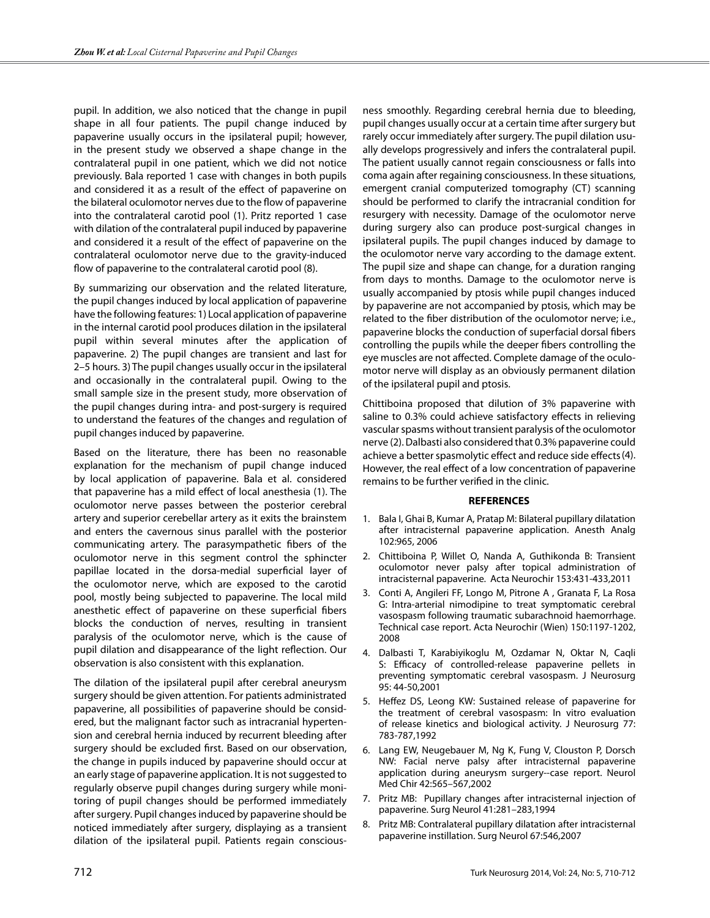pupil. In addition, we also noticed that the change in pupil shape in all four patients. The pupil change induced by papaverine usually occurs in the ipsilateral pupil; however, in the present study we observed a shape change in the contralateral pupil in one patient, which we did not notice previously. Bala reported 1 case with changes in both pupils and considered it as a result of the effect of papaverine on the bilateral oculomotor nerves due to the flow of papaverine into the contralateral carotid pool (1). Pritz reported 1 case with dilation of the contralateral pupil induced by papaverine and considered it a result of the effect of papaverine on the contralateral oculomotor nerve due to the gravity-induced flow of papaverine to the contralateral carotid pool (8).

By summarizing our observation and the related literature, the pupil changes induced by local application of papaverine have the following features: 1) Local application of papaverine in the internal carotid pool produces dilation in the ipsilateral pupil within several minutes after the application of papaverine. 2) The pupil changes are transient and last for 2–5 hours. 3) The pupil changes usually occur in the ipsilateral and occasionally in the contralateral pupil. Owing to the small sample size in the present study, more observation of the pupil changes during intra- and post-surgery is required to understand the features of the changes and regulation of pupil changes induced by papaverine.

Based on the literature, there has been no reasonable explanation for the mechanism of pupil change induced by local application of papaverine. Bala et al. considered that papaverine has a mild effect of local anesthesia (1). The oculomotor nerve passes between the posterior cerebral artery and superior cerebellar artery as it exits the brainstem and enters the cavernous sinus parallel with the posterior communicating artery. The parasympathetic fibers of the oculomotor nerve in this segment control the sphincter papillae located in the dorsa-medial superficial layer of the oculomotor nerve, which are exposed to the carotid pool, mostly being subjected to papaverine. The local mild anesthetic effect of papaverine on these superficial fibers blocks the conduction of nerves, resulting in transient paralysis of the oculomotor nerve, which is the cause of pupil dilation and disappearance of the light reflection. Our observation is also consistent with this explanation.

The dilation of the ipsilateral pupil after cerebral aneurysm surgery should be given attention. For patients administrated papaverine, all possibilities of papaverine should be considered, but the malignant factor such as intracranial hypertension and cerebral hernia induced by recurrent bleeding after surgery should be excluded first. Based on our observation, the change in pupils induced by papaverine should occur at an early stage of papaverine application. It is not suggested to regularly observe pupil changes during surgery while monitoring of pupil changes should be performed immediately after surgery. Pupil changes induced by papaverine should be noticed immediately after surgery, displaying as a transient dilation of the ipsilateral pupil. Patients regain consciousness smoothly. Regarding cerebral hernia due to bleeding, pupil changes usually occur at a certain time after surgery but rarely occur immediately after surgery. The pupil dilation usually develops progressively and infers the contralateral pupil. The patient usually cannot regain consciousness or falls into coma again after regaining consciousness. In these situations, emergent cranial computerized tomography (CT) scanning should be performed to clarify the intracranial condition for resurgery with necessity. Damage of the oculomotor nerve during surgery also can produce post-surgical changes in ipsilateral pupils. The pupil changes induced by damage to the oculomotor nerve vary according to the damage extent. The pupil size and shape can change, for a duration ranging from days to months. Damage to the oculomotor nerve is usually accompanied by ptosis while pupil changes induced by papaverine are not accompanied by ptosis, which may be related to the fiber distribution of the oculomotor nerve; i.e., papaverine blocks the conduction of superfacial dorsal fibers controlling the pupils while the deeper fibers controlling the eye muscles are not affected. Complete damage of the oculomotor nerve will display as an obviously permanent dilation of the ipsilateral pupil and ptosis.

Chittiboina proposed that dilution of 3% papaverine with saline to 0.3% could achieve satisfactory effects in relieving vascular spasms without transient paralysis of the oculomotor nerve (2). Dalbasti also considered that 0.3% papaverine could achieve a better spasmolytic effect and reduce side effects (4). However, the real effect of a low concentration of papaverine remains to be further verified in the clinic.

## REFERENCES

1. Bala I, Ghai B, Kumar A, Pratap M: Bilateral pupillary dilatation after intracisternal papaverine application. Anesth Analg 102:965, 2006
2. Chittiboina P, Willet O, Nanda A, Guthikonda B: Transient oculomotor never palsy after topical administration of intracisternal papaverine. Acta Neurochir 153:431-433,2011
3. Conti A, Angileri FF, Longo M, Pitrone A , Granata F, La Rosa G: Intra-arterial nimodipine to treat symptomatic cerebral vasospasm following traumatic subarachnoid haemorrhage. Technical case report. Acta Neurochir (Wien) 150:1197-1202, 2008
4. Dalbasti T, Karabiyikoglu M, Ozdamar N, Oktar N, Caqli S: Efficacy of controlled-release papaverine pellets in preventing symptomatic cerebral vasospasm. J Neurosurg 95: 44-50,2001
5. Heffez DS, Leong KW: Sustained release of papaverine for the treatment of cerebral vasospasm: In vitro evaluation of release kinetics and biological activity. J Neurosurg 77: 783-787,1992
6. Lang EW, Neugebauer M, Ng K, Fung V, Clouston P, Dorsch NW: Facial nerve palsy after intracisternal papaverine application during aneurysm surgery--case report. Neurol Med Chir 42:565–567,2002
7. Pritz MB: Pupillary changes after intracisternal injection of papaverine. Surg Neurol 41:281–283,1994
8. Pritz MB: Contralateral pupillary dilatation after intracisternal papaverine instillation. Surg Neurol 67:546,2007